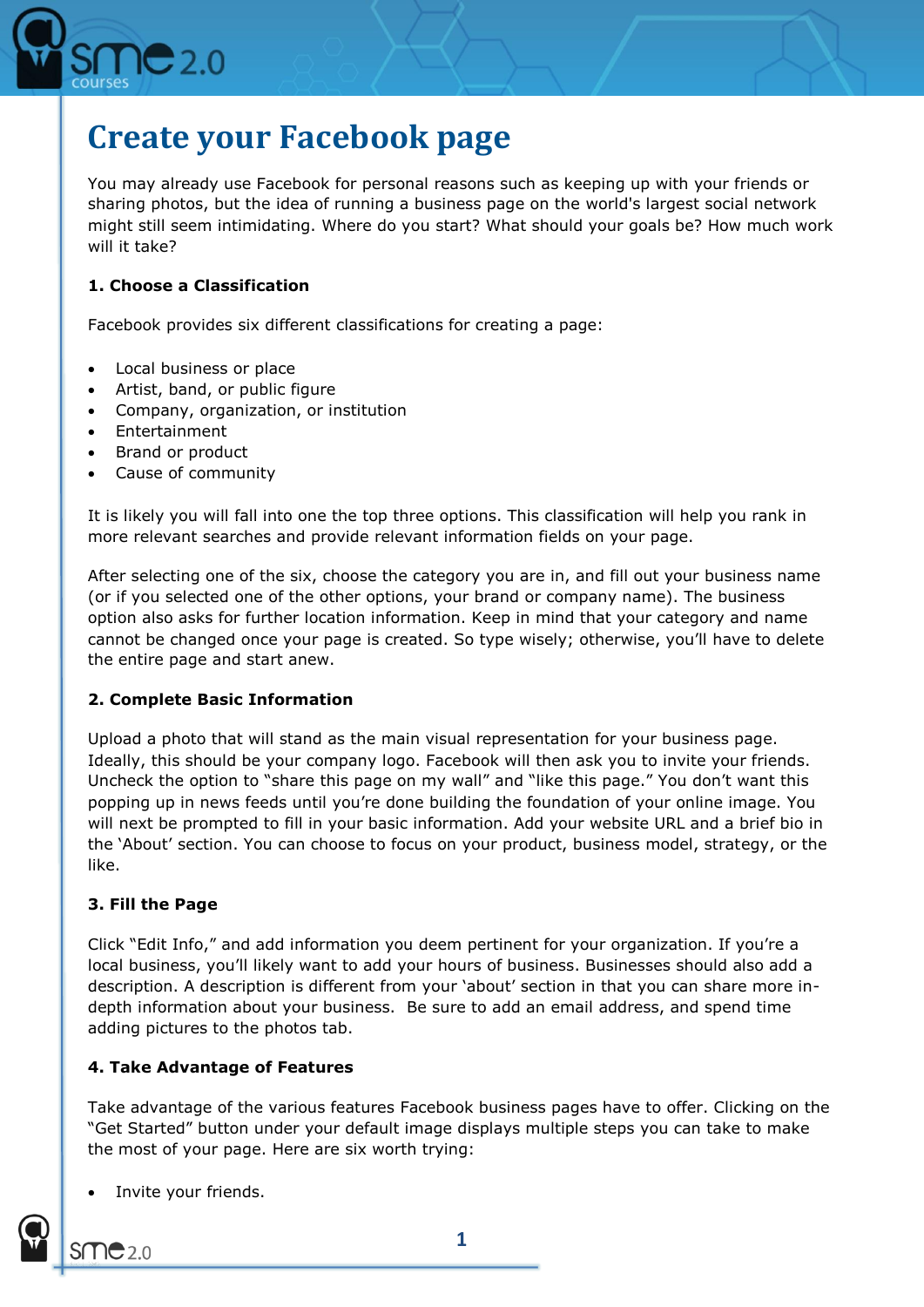# Create your Facebook page

You may already use Facebook for personal reasons such as keeping up with your friends or sharing photos, but the idea of running a business page on the world's largest social network might still seem intimidating. Where do you start? What should your goals be? How much work will it take?

**1. Choose a Classification**

Facebook provides six different classifications for creating a page:

- Local business or place
- Artist, band, or public figure
- Company, organization, or institution
- Entertainment
- Brand or product
- Cause of community

It is likely you will fall into one the top three options. This classification will help you rank in more relevant searches and provide relevant information fields on your page.

After selecting one of the six, choose the category you are in, and fill out your business name (or if you selected one of the other options, your brand or company name). The business option also asks for further location information. Keep in mind that your category and name cannot be changed once your page is created. So type wisely; otherwise, you'll have to delete the entire page and start anew.

**2. Complete Basic Information**

Upload a photo that will stand as the main visual representation for your business page. Ideally, this should be your company logo. Facebook will then ask you to invite your friends. Uncheck the option to "share this page on my wall" and "like this page." You don't want this popping up in news feeds until you're done building the foundation of your online image. You will next be prompted to fill in your basic information. Add your website URL and a brief bio in the 'About' section. You can choose to focus on your product, business model, strategy, or the like.

**3. Fill the Page**

Click "Edit Info," and add information you deem pertinent for your organization. If you're a local business, you'll likely want to add your hours of business. Businesses should also add a description. A description is different from your 'about' section in that you can share more in-depth information about your business. Be sure to add an email address, and spend time adding pictures to the photos tab.

**4. Take Advantage of Features**

Take advantage of the various features Facebook business pages have to offer. Clicking on the "Get Started" button under your default image displays multiple steps you can take to make the most of your page. Here are six worth trying:

- Invite your friends.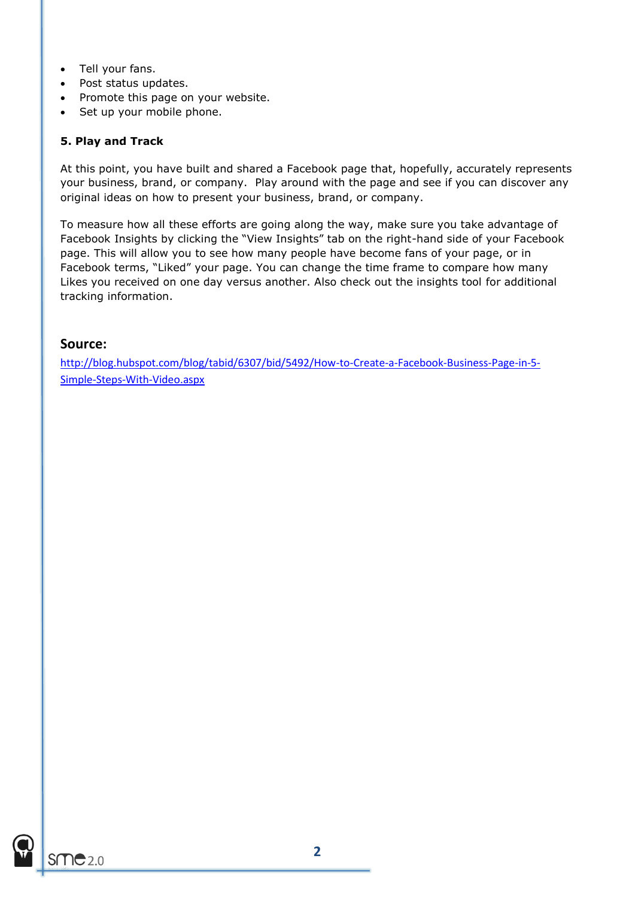- Tell your fans.
- Post status updates.
- Promote this page on your website.
- Set up your mobile phone.

**5. Play and Track**

At this point, you have built and shared a Facebook page that, hopefully, accurately represents your business, brand, or company. Play around with the page and see if you can discover any original ideas on how to present your business, brand, or company.

To measure how all these efforts are going along the way, make sure you take advantage of Facebook Insights by clicking the "View Insights" tab on the right-hand side of your Facebook page. This will allow you to see how many people have become fans of your page, or in Facebook terms, "Liked" your page. You can change the time frame to compare how many Likes you received on one day versus another. Also check out the insights tool for additional tracking information.

## Source:

[http://blog.hubspot.com/blog/tabid/6307/bid/5492/How-to-Create-a-Facebook-Business-Page-in-5-Simple-Steps-With-Video.aspx](http://blog.hubspot.com/blog/tabid/6307/bid/5492/How-to-Create-a-Facebook-Business-Page-in-5-Simple-Steps-With-Video.aspx)